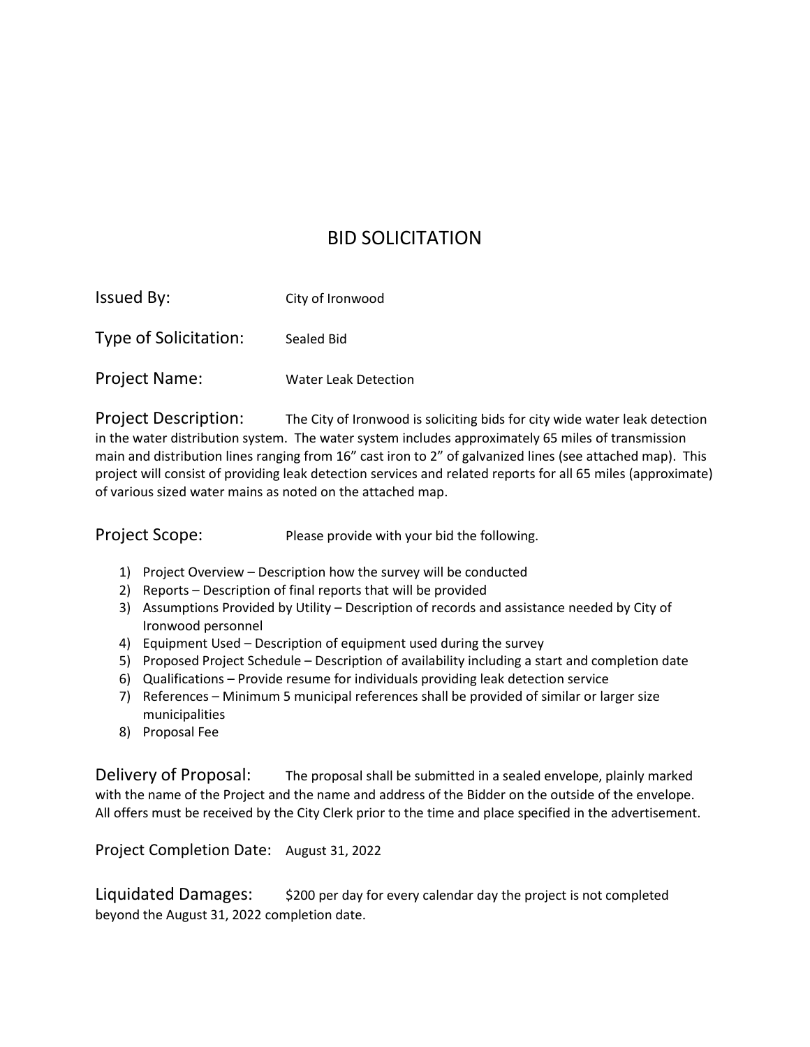# BID SOLICITATION

**Issued By:** City of Ironwood

**Type of Solicitation:** Sealed Bid

**Project Name:** Water Leak Detection

**Project Description:** The City of Ironwood is soliciting bids for city wide water leak detection in the water distribution system. The water system includes approximately 65 miles of transmission main and distribution lines ranging from 16" cast iron to 2" of galvanized lines (see attached map). This project will consist of providing leak detection services and related reports for all 65 miles (approximate) of various sized water mains as noted on the attached map.

**Project Scope:** Please provide with your bid the following.

1) Project Overview – Description how the survey will be conducted
2) Reports – Description of final reports that will be provided
3) Assumptions Provided by Utility – Description of records and assistance needed by City of Ironwood personnel
4) Equipment Used – Description of equipment used during the survey
5) Proposed Project Schedule – Description of availability including a start and completion date
6) Qualifications – Provide resume for individuals providing leak detection service
7) References – Minimum 5 municipal references shall be provided of similar or larger size municipalities
8) Proposal Fee

**Delivery of Proposal:** The proposal shall be submitted in a sealed envelope, plainly marked with the name of the Project and the name and address of the Bidder on the outside of the envelope. All offers must be received by the City Clerk prior to the time and place specified in the advertisement.

**Project Completion Date:** August 31, 2022

**Liquidated Damages:** $200 per day for every calendar day the project is not completed beyond the August 31, 2022 completion date.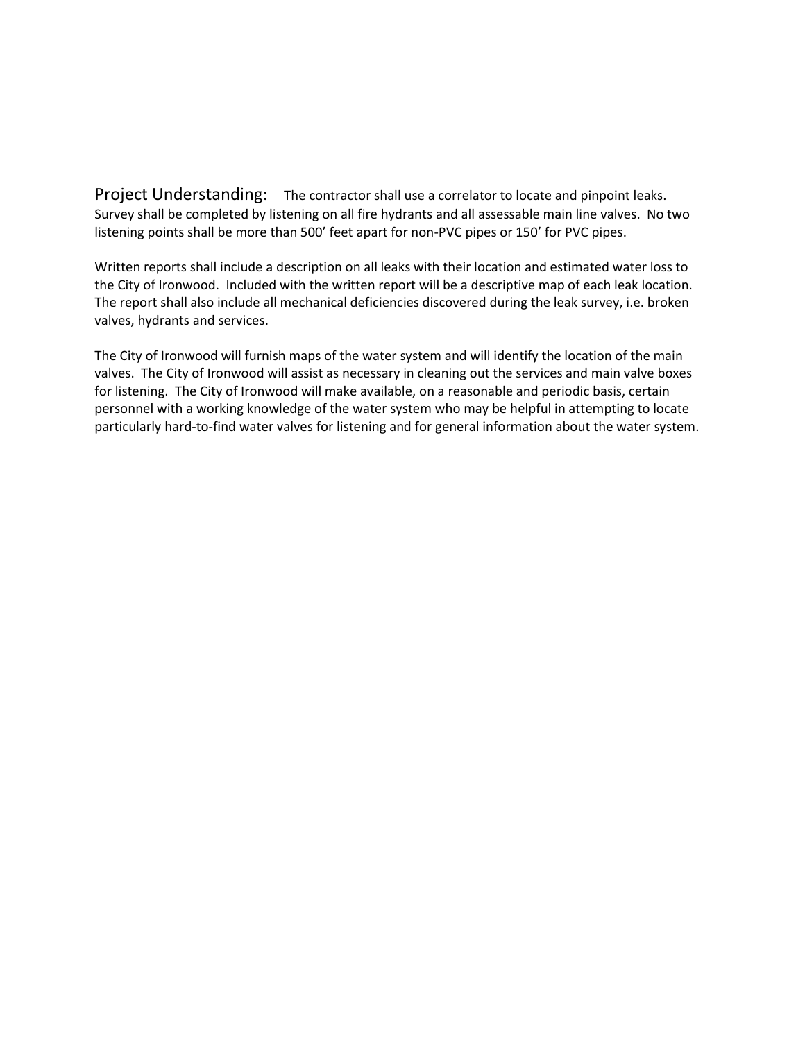Project Understanding: The contractor shall use a correlator to locate and pinpoint leaks. Survey shall be completed by listening on all fire hydrants and all assessable main line valves. No two listening points shall be more than 500' feet apart for non-PVC pipes or 150' for PVC pipes.

Written reports shall include a description on all leaks with their location and estimated water loss to the City of Ironwood. Included with the written report will be a descriptive map of each leak location. The report shall also include all mechanical deficiencies discovered during the leak survey, i.e. broken valves, hydrants and services.

The City of Ironwood will furnish maps of the water system and will identify the location of the main valves. The City of Ironwood will assist as necessary in cleaning out the services and main valve boxes for listening. The City of Ironwood will make available, on a reasonable and periodic basis, certain personnel with a working knowledge of the water system who may be helpful in attempting to locate particularly hard-to-find water valves for listening and for general information about the water system.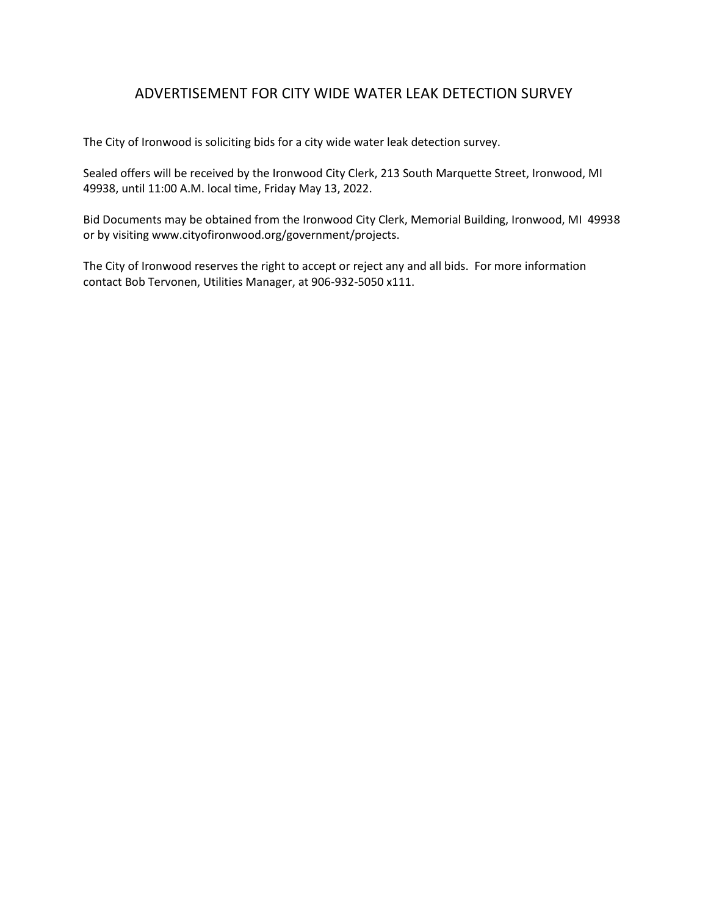# ADVERTISEMENT FOR CITY WIDE WATER LEAK DETECTION SURVEY

The City of Ironwood is soliciting bids for a city wide water leak detection survey.

Sealed offers will be received by the Ironwood City Clerk, 213 South Marquette Street, Ironwood, MI 49938, until 11:00 A.M. local time, Friday May 13, 2022.

Bid Documents may be obtained from the Ironwood City Clerk, Memorial Building, Ironwood, MI 49938 or by visiting www.cityofironwood.org/government/projects.

The City of Ironwood reserves the right to accept or reject any and all bids. For more information contact Bob Tervonen, Utilities Manager, at 906-932-5050 x111.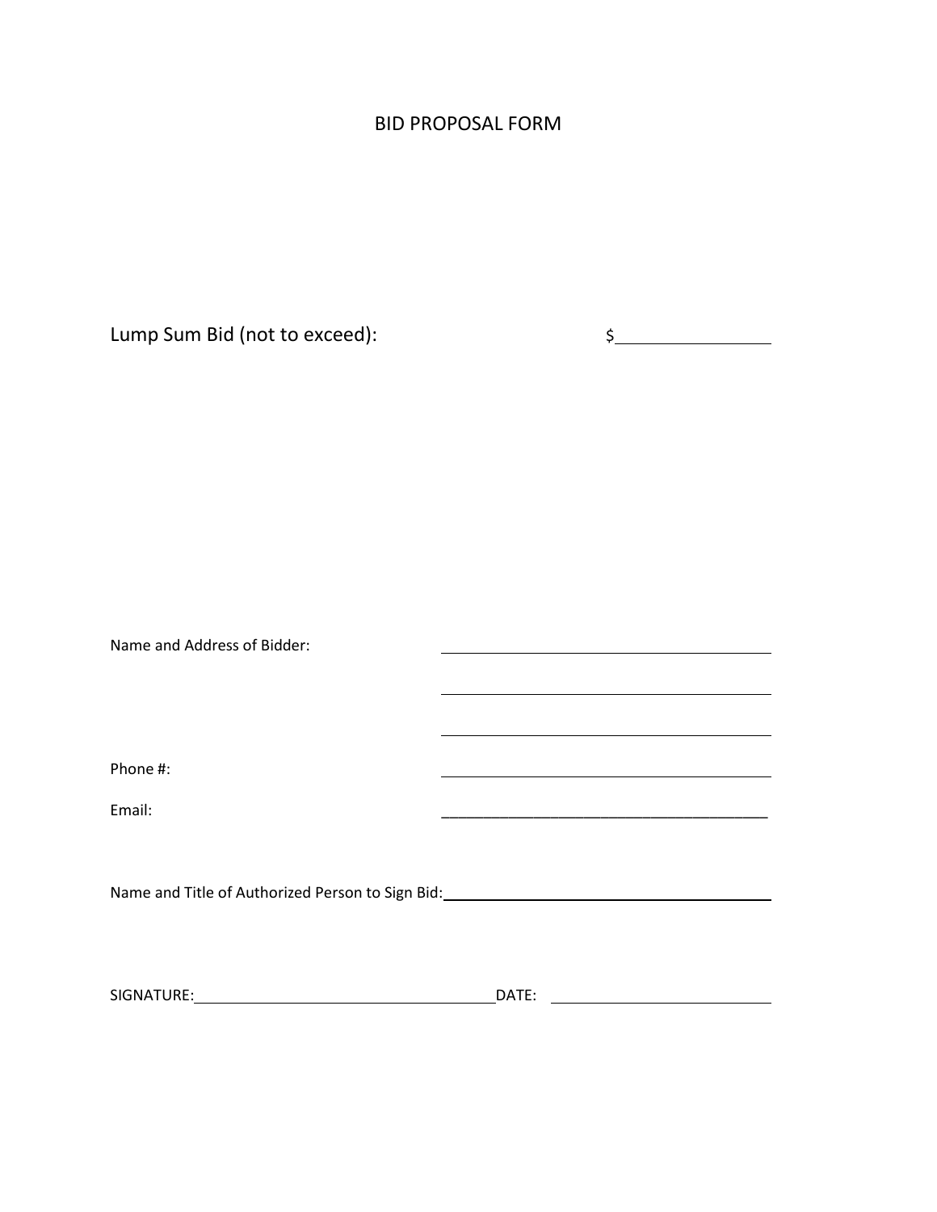# BID PROPOSAL FORM

Lump Sum Bid (not to exceed): $\_\_\_\_\_\_\_\_\_\_\_\_\_\_\_\_\_\_

Name and Address of Bidder: \_\_\_\_\_\_\_\_\_\_\_\_\_\_\_\_\_\_\_\_\_\_\_\_\_\_\_\_\_\_\_\_\_\_\_\_\_\_\_\_

\_\_\_\_\_\_\_\_\_\_\_\_\_\_\_\_\_\_\_\_\_\_\_\_\_\_\_\_\_\_\_\_\_\_\_\_\_\_\_\_

\_\_\_\_\_\_\_\_\_\_\_\_\_\_\_\_\_\_\_\_\_\_\_\_\_\_\_\_\_\_\_\_\_\_\_\_\_\_\_\_

Phone #: \_\_\_\_\_\_\_\_\_\_\_\_\_\_\_\_\_\_\_\_\_\_\_\_\_\_\_\_\_\_\_\_\_\_\_\_\_\_\_\_

Email: \_\_\_\_\_\_\_\_\_\_\_\_\_\_\_\_\_\_\_\_\_\_\_\_\_\_\_\_\_\_\_\_\_\_\_\_\_\_\_\_

Name and Title of Authorized Person to Sign Bid: \_\_\_\_\_\_\_\_\_\_\_\_\_\_\_\_\_\_\_\_\_\_\_\_\_\_\_\_\_\_\_\_\_\_\_\_\_\_\_\_

SIGNATURE: \_\_\_\_\_\_\_\_\_\_\_\_\_\_\_\_\_\_\_\_\_\_\_\_\_\_\_\_\_\_\_\_\_\_\_\_ DATE: \_\_\_\_\_\_\_\_\_\_\_\_\_\_\_\_\_\_\_\_\_\_\_\_\_\_